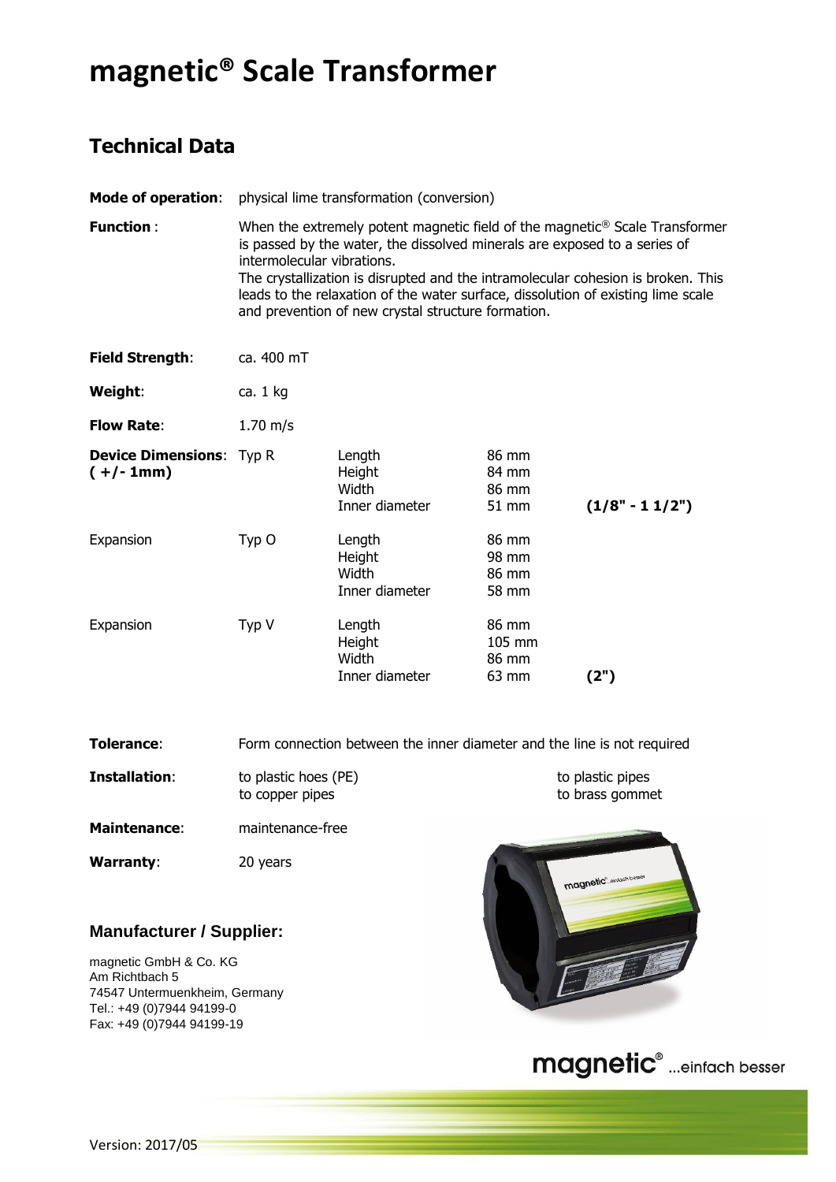# magnetic® Scale Transformer

## Technical Data

**Mode of operation**: physical lime transformation (conversion)

**Function** : When the extremely potent magnetic field of the magnetic® Scale Transformer is passed by the water, the dissolved minerals are exposed to a series of intermolecular vibrations.
The crystallization is disrupted and the intramolecular cohesion is broken. This leads to the relaxation of the water surface, dissolution of existing lime scale and prevention of new crystal structure formation.

**Field Strength**: ca. 400 mT

**Weight**: ca. 1 kg

**Flow Rate**: 1.70 m/s

| | | | | |
|---|---|---|---|---|
| **Device Dimensions**: **( +/- 1mm)** | Typ R | Length<br>Height<br>Width<br>Inner diameter | 86 mm<br>84 mm<br>86 mm<br>51 mm | **(1/8" - 1 1/2")** |
| Expansion | Typ O | Length<br>Height<br>Width<br>Inner diameter | 86 mm<br>98 mm<br>86 mm<br>58 mm | |
| Expansion | Typ V | Length<br>Height<br>Width<br>Inner diameter | 86 mm<br>105 mm<br>86 mm<br>63 mm | **(2")** |

**Tolerance**: Form connection between the inner diameter and the line is not required

**Installation**: to plastic hoes (PE) to copper pipes to plastic pipes to brass gommet

**Maintenance**: maintenance-free

**Warranty**: 20 years

### Manufacturer / Supplier:

magnetic GmbH & Co. KG
Am Richtbach 5
74547 Untermuenkheim, Germany
Tel.: +49 (0)7944 94199-0
Fax: +49 (0)7944 94199-19

magnetic® ...einfach besser

Version: 2017/05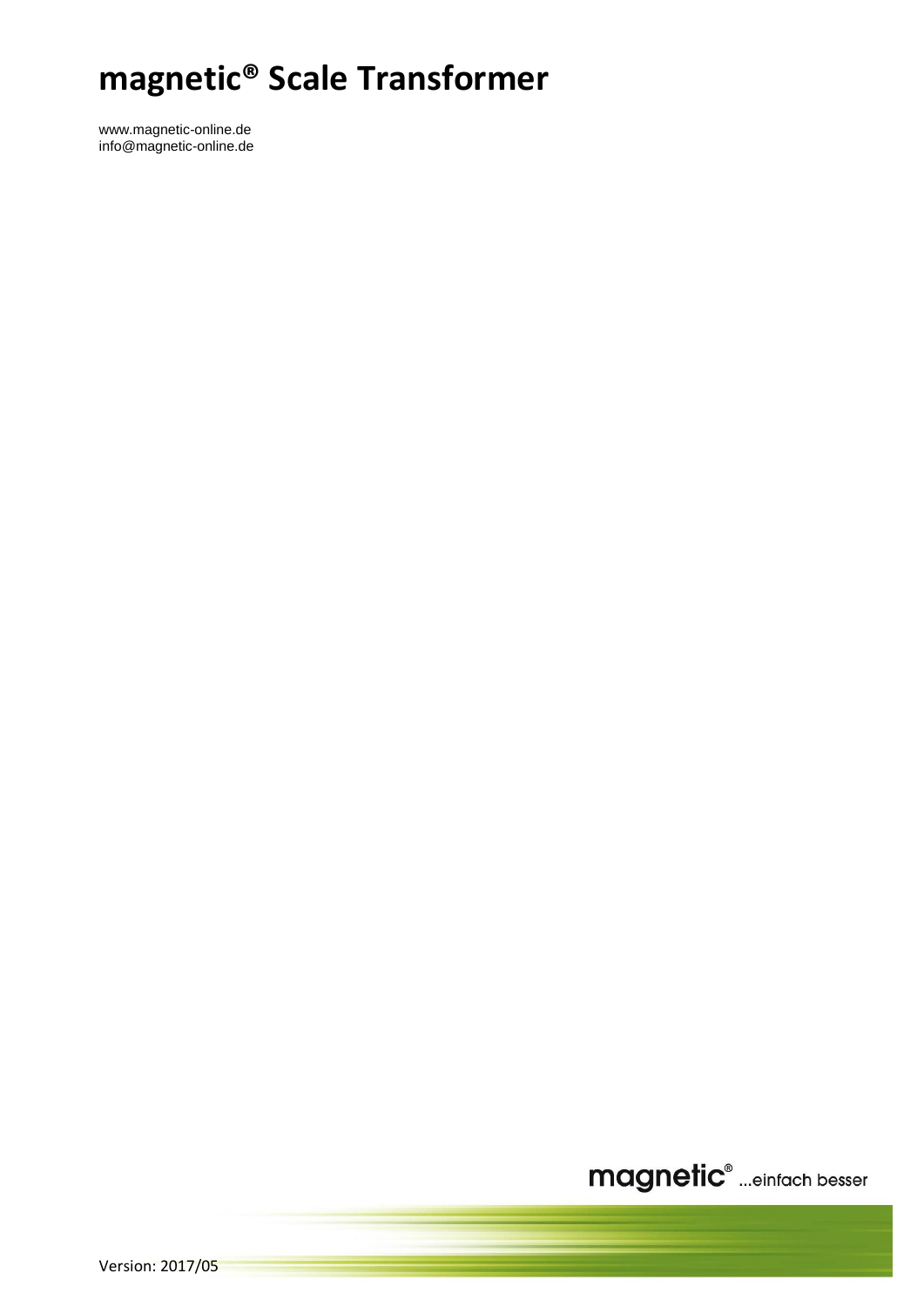# magnetic® Scale Transformer

www.magnetic-online.de
info@magnetic-online.de

magnetic® ...einfach besser

Version: 2017/05